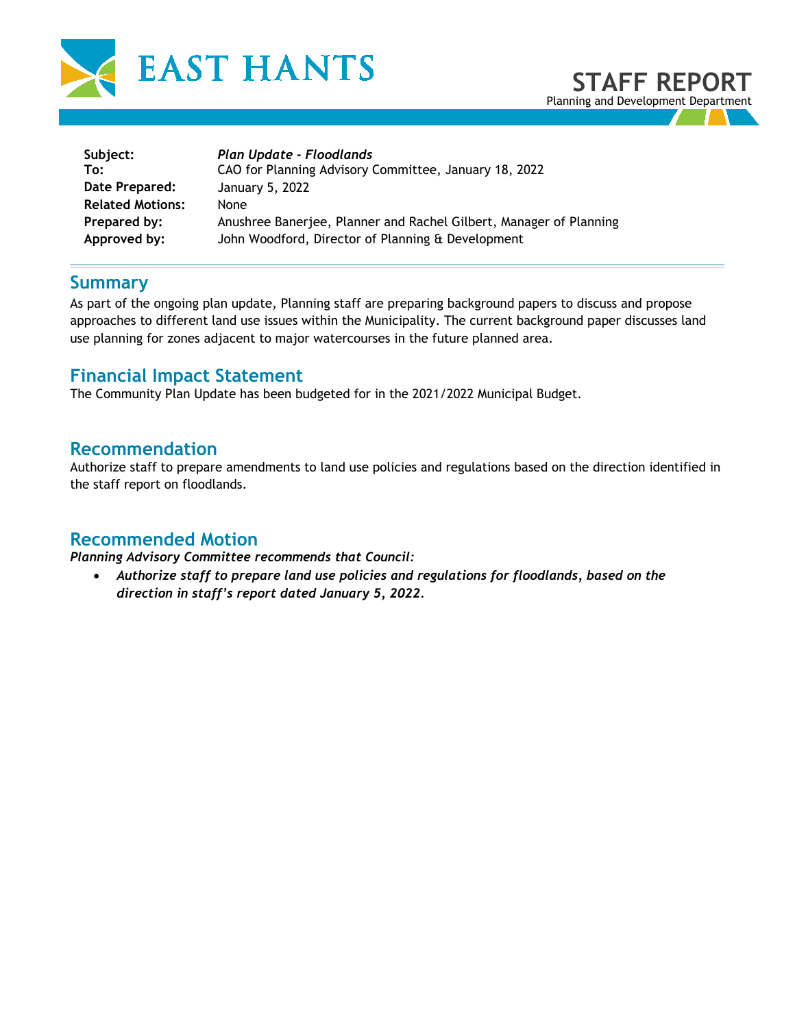EAST HANTS

# STAFF REPORT

Planning and Development Department

| | |
|---|---|
| **Subject:** | ***Plan Update - Floodlands*** |
| **To:** | CAO for Planning Advisory Committee, January 18, 2022 |
| **Date Prepared:** | January 5, 2022 |
| **Related Motions:** | None |
| **Prepared by:** | Anushree Banerjee, Planner and Rachel Gilbert, Manager of Planning |
| **Approved by:** | John Woodford, Director of Planning & Development |

## Summary

As part of the ongoing plan update, Planning staff are preparing background papers to discuss and propose approaches to different land use issues within the Municipality. The current background paper discusses land use planning for zones adjacent to major watercourses in the future planned area.

## Financial Impact Statement

The Community Plan Update has been budgeted for in the 2021/2022 Municipal Budget.

## Recommendation

Authorize staff to prepare amendments to land use policies and regulations based on the direction identified in the staff report on floodlands.

## Recommended Motion

***Planning Advisory Committee recommends that Council:***

- ***Authorize staff to prepare land use policies and regulations for floodlands, based on the direction in staff's report dated January 5, 2022.***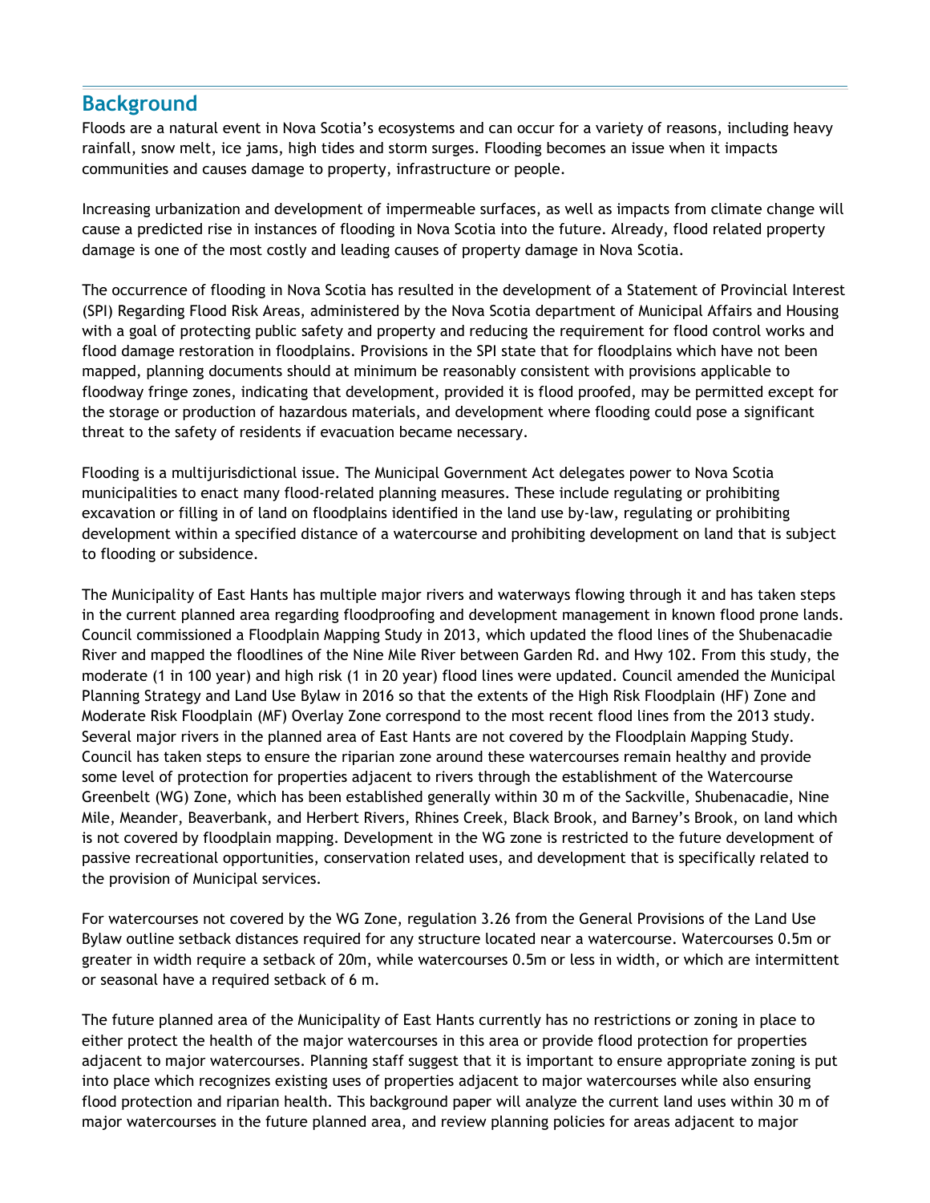## Background

Floods are a natural event in Nova Scotia's ecosystems and can occur for a variety of reasons, including heavy rainfall, snow melt, ice jams, high tides and storm surges. Flooding becomes an issue when it impacts communities and causes damage to property, infrastructure or people.

Increasing urbanization and development of impermeable surfaces, as well as impacts from climate change will cause a predicted rise in instances of flooding in Nova Scotia into the future. Already, flood related property damage is one of the most costly and leading causes of property damage in Nova Scotia.

The occurrence of flooding in Nova Scotia has resulted in the development of a Statement of Provincial Interest (SPI) Regarding Flood Risk Areas, administered by the Nova Scotia department of Municipal Affairs and Housing with a goal of protecting public safety and property and reducing the requirement for flood control works and flood damage restoration in floodplains. Provisions in the SPI state that for floodplains which have not been mapped, planning documents should at minimum be reasonably consistent with provisions applicable to floodway fringe zones, indicating that development, provided it is flood proofed, may be permitted except for the storage or production of hazardous materials, and development where flooding could pose a significant threat to the safety of residents if evacuation became necessary.

Flooding is a multijurisdictional issue. The Municipal Government Act delegates power to Nova Scotia municipalities to enact many flood-related planning measures. These include regulating or prohibiting excavation or filling in of land on floodplains identified in the land use by-law, regulating or prohibiting development within a specified distance of a watercourse and prohibiting development on land that is subject to flooding or subsidence.

The Municipality of East Hants has multiple major rivers and waterways flowing through it and has taken steps in the current planned area regarding floodproofing and development management in known flood prone lands. Council commissioned a Floodplain Mapping Study in 2013, which updated the flood lines of the Shubenacadie River and mapped the floodlines of the Nine Mile River between Garden Rd. and Hwy 102. From this study, the moderate (1 in 100 year) and high risk (1 in 20 year) flood lines were updated. Council amended the Municipal Planning Strategy and Land Use Bylaw in 2016 so that the extents of the High Risk Floodplain (HF) Zone and Moderate Risk Floodplain (MF) Overlay Zone correspond to the most recent flood lines from the 2013 study. Several major rivers in the planned area of East Hants are not covered by the Floodplain Mapping Study. Council has taken steps to ensure the riparian zone around these watercourses remain healthy and provide some level of protection for properties adjacent to rivers through the establishment of the Watercourse Greenbelt (WG) Zone, which has been established generally within 30 m of the Sackville, Shubenacadie, Nine Mile, Meander, Beaverbank, and Herbert Rivers, Rhines Creek, Black Brook, and Barney's Brook, on land which is not covered by floodplain mapping. Development in the WG zone is restricted to the future development of passive recreational opportunities, conservation related uses, and development that is specifically related to the provision of Municipal services.

For watercourses not covered by the WG Zone, regulation 3.26 from the General Provisions of the Land Use Bylaw outline setback distances required for any structure located near a watercourse. Watercourses 0.5m or greater in width require a setback of 20m, while watercourses 0.5m or less in width, or which are intermittent or seasonal have a required setback of 6 m.

The future planned area of the Municipality of East Hants currently has no restrictions or zoning in place to either protect the health of the major watercourses in this area or provide flood protection for properties adjacent to major watercourses. Planning staff suggest that it is important to ensure appropriate zoning is put into place which recognizes existing uses of properties adjacent to major watercourses while also ensuring flood protection and riparian health. This background paper will analyze the current land uses within 30 m of major watercourses in the future planned area, and review planning policies for areas adjacent to major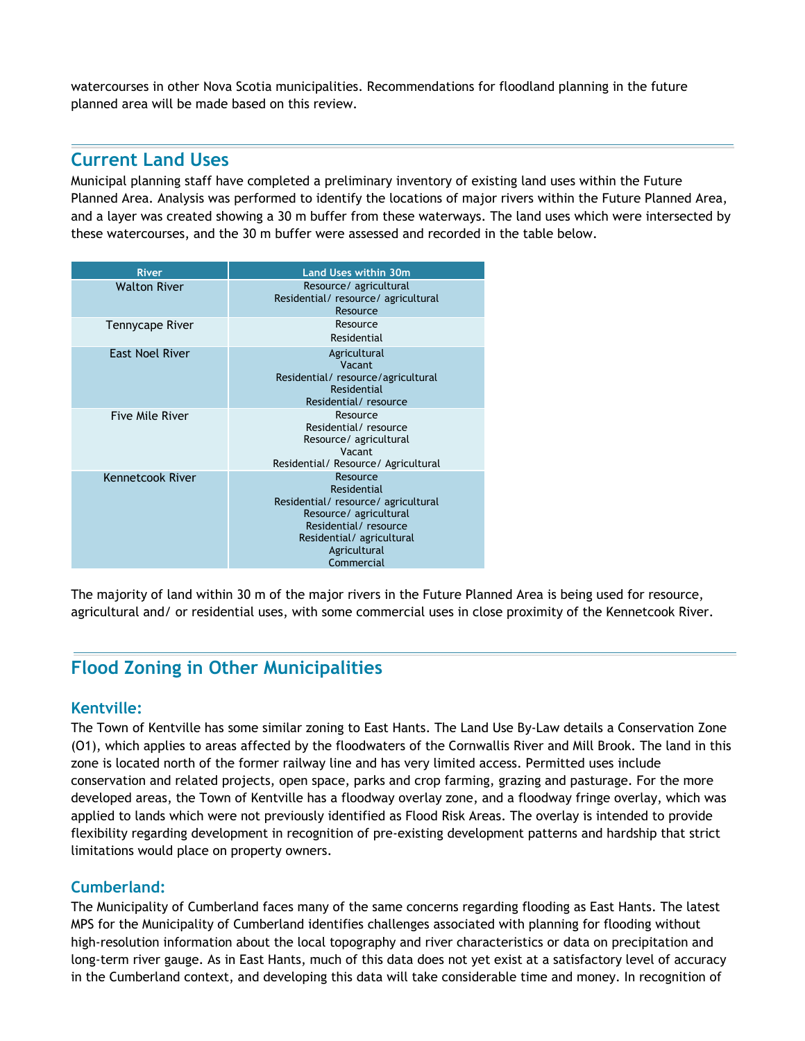watercourses in other Nova Scotia municipalities. Recommendations for floodland planning in the future planned area will be made based on this review.

## Current Land Uses

Municipal planning staff have completed a preliminary inventory of existing land uses within the Future Planned Area. Analysis was performed to identify the locations of major rivers within the Future Planned Area, and a layer was created showing a 30 m buffer from these waterways. The land uses which were intersected by these watercourses, and the 30 m buffer were assessed and recorded in the table below.

| River | Land Uses within 30m |
|---|---|
| Walton River | Resource/ agricultural<br>Residential/ resource/ agricultural<br>Resource |
| Tennycape River | Resource<br>Residential |
| East Noel River | Agricultural<br>Vacant<br>Residential/ resource/agricultural<br>Residential<br>Residential/ resource |
| Five Mile River | Resource<br>Residential/ resource<br>Resource/ agricultural<br>Vacant<br>Residential/ Resource/ Agricultural |
| Kennetcook River | Resource<br>Residential<br>Residential/ resource/ agricultural<br>Resource/ agricultural<br>Residential/ resource<br>Residential/ agricultural<br>Agricultural<br>Commercial |

The majority of land within 30 m of the major rivers in the Future Planned Area is being used for resource, agricultural and/ or residential uses, with some commercial uses in close proximity of the Kennetcook River.

## Flood Zoning in Other Municipalities

### Kentville:

The Town of Kentville has some similar zoning to East Hants. The Land Use By-Law details a Conservation Zone (O1), which applies to areas affected by the floodwaters of the Cornwallis River and Mill Brook. The land in this zone is located north of the former railway line and has very limited access. Permitted uses include conservation and related projects, open space, parks and crop farming, grazing and pasturage. For the more developed areas, the Town of Kentville has a floodway overlay zone, and a floodway fringe overlay, which was applied to lands which were not previously identified as Flood Risk Areas. The overlay is intended to provide flexibility regarding development in recognition of pre-existing development patterns and hardship that strict limitations would place on property owners.

### Cumberland:

The Municipality of Cumberland faces many of the same concerns regarding flooding as East Hants. The latest MPS for the Municipality of Cumberland identifies challenges associated with planning for flooding without high-resolution information about the local topography and river characteristics or data on precipitation and long-term river gauge. As in East Hants, much of this data does not yet exist at a satisfactory level of accuracy in the Cumberland context, and developing this data will take considerable time and money. In recognition of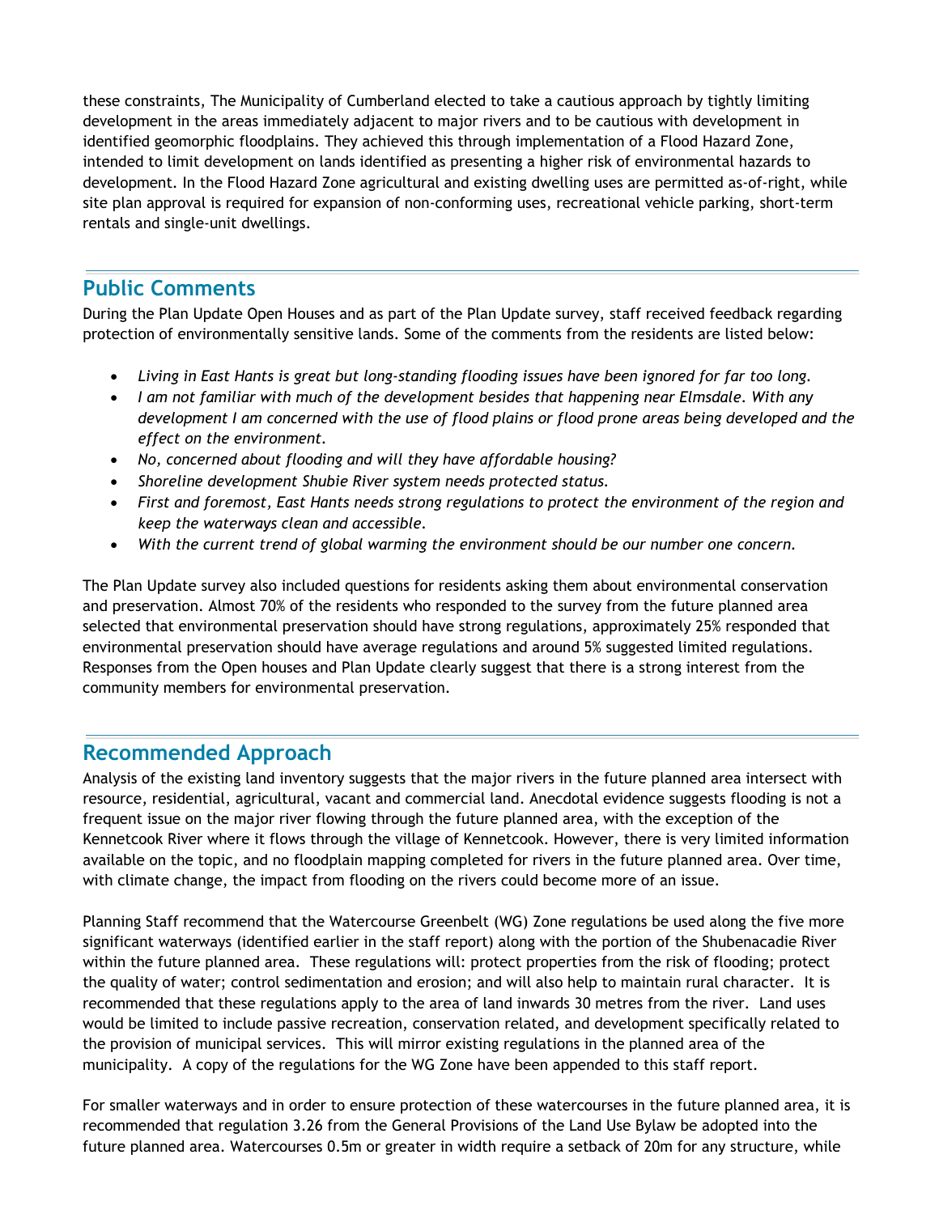these constraints, The Municipality of Cumberland elected to take a cautious approach by tightly limiting development in the areas immediately adjacent to major rivers and to be cautious with development in identified geomorphic floodplains. They achieved this through implementation of a Flood Hazard Zone, intended to limit development on lands identified as presenting a higher risk of environmental hazards to development. In the Flood Hazard Zone agricultural and existing dwelling uses are permitted as-of-right, while site plan approval is required for expansion of non-conforming uses, recreational vehicle parking, short-term rentals and single-unit dwellings.

## Public Comments

During the Plan Update Open Houses and as part of the Plan Update survey, staff received feedback regarding protection of environmentally sensitive lands. Some of the comments from the residents are listed below:

- *Living in East Hants is great but long-standing flooding issues have been ignored for far too long.*
- *I am not familiar with much of the development besides that happening near Elmsdale. With any development I am concerned with the use of flood plains or flood prone areas being developed and the effect on the environment.*
- *No, concerned about flooding and will they have affordable housing?*
- *Shoreline development Shubie River system needs protected status.*
- *First and foremost, East Hants needs strong regulations to protect the environment of the region and keep the waterways clean and accessible.*
- *With the current trend of global warming the environment should be our number one concern.*

The Plan Update survey also included questions for residents asking them about environmental conservation and preservation. Almost 70% of the residents who responded to the survey from the future planned area selected that environmental preservation should have strong regulations, approximately 25% responded that environmental preservation should have average regulations and around 5% suggested limited regulations. Responses from the Open houses and Plan Update clearly suggest that there is a strong interest from the community members for environmental preservation.

## Recommended Approach

Analysis of the existing land inventory suggests that the major rivers in the future planned area intersect with resource, residential, agricultural, vacant and commercial land. Anecdotal evidence suggests flooding is not a frequent issue on the major river flowing through the future planned area, with the exception of the Kennetcook River where it flows through the village of Kennetcook. However, there is very limited information available on the topic, and no floodplain mapping completed for rivers in the future planned area. Over time, with climate change, the impact from flooding on the rivers could become more of an issue.

Planning Staff recommend that the Watercourse Greenbelt (WG) Zone regulations be used along the five more significant waterways (identified earlier in the staff report) along with the portion of the Shubenacadie River within the future planned area. These regulations will: protect properties from the risk of flooding; protect the quality of water; control sedimentation and erosion; and will also help to maintain rural character. It is recommended that these regulations apply to the area of land inwards 30 metres from the river. Land uses would be limited to include passive recreation, conservation related, and development specifically related to the provision of municipal services. This will mirror existing regulations in the planned area of the municipality. A copy of the regulations for the WG Zone have been appended to this staff report.

For smaller waterways and in order to ensure protection of these watercourses in the future planned area, it is recommended that regulation 3.26 from the General Provisions of the Land Use Bylaw be adopted into the future planned area. Watercourses 0.5m or greater in width require a setback of 20m for any structure, while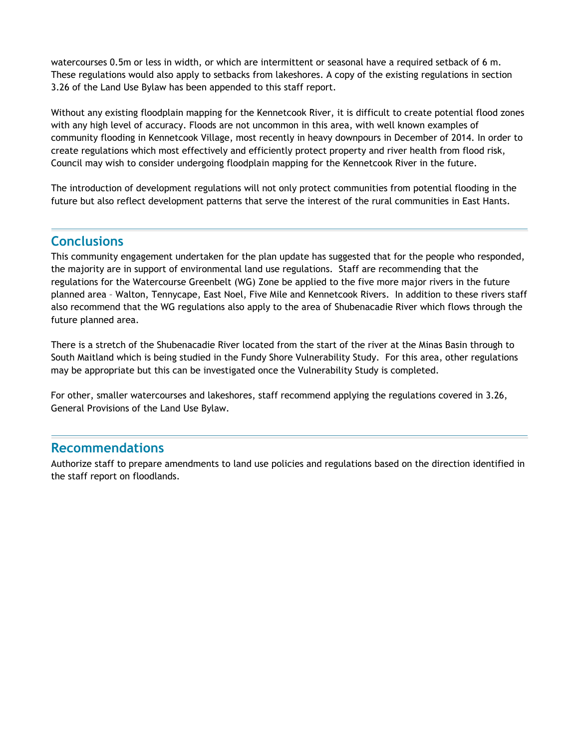watercourses 0.5m or less in width, or which are intermittent or seasonal have a required setback of 6 m. These regulations would also apply to setbacks from lakeshores. A copy of the existing regulations in section 3.26 of the Land Use Bylaw has been appended to this staff report.

Without any existing floodplain mapping for the Kennetcook River, it is difficult to create potential flood zones with any high level of accuracy. Floods are not uncommon in this area, with well known examples of community flooding in Kennetcook Village, most recently in heavy downpours in December of 2014. In order to create regulations which most effectively and efficiently protect property and river health from flood risk, Council may wish to consider undergoing floodplain mapping for the Kennetcook River in the future.

The introduction of development regulations will not only protect communities from potential flooding in the future but also reflect development patterns that serve the interest of the rural communities in East Hants.

## Conclusions

This community engagement undertaken for the plan update has suggested that for the people who responded, the majority are in support of environmental land use regulations. Staff are recommending that the regulations for the Watercourse Greenbelt (WG) Zone be applied to the five more major rivers in the future planned area – Walton, Tennycape, East Noel, Five Mile and Kennetcook Rivers. In addition to these rivers staff also recommend that the WG regulations also apply to the area of Shubenacadie River which flows through the future planned area.

There is a stretch of the Shubenacadie River located from the start of the river at the Minas Basin through to South Maitland which is being studied in the Fundy Shore Vulnerability Study. For this area, other regulations may be appropriate but this can be investigated once the Vulnerability Study is completed.

For other, smaller watercourses and lakeshores, staff recommend applying the regulations covered in 3.26, General Provisions of the Land Use Bylaw.

## Recommendations

Authorize staff to prepare amendments to land use policies and regulations based on the direction identified in the staff report on floodlands.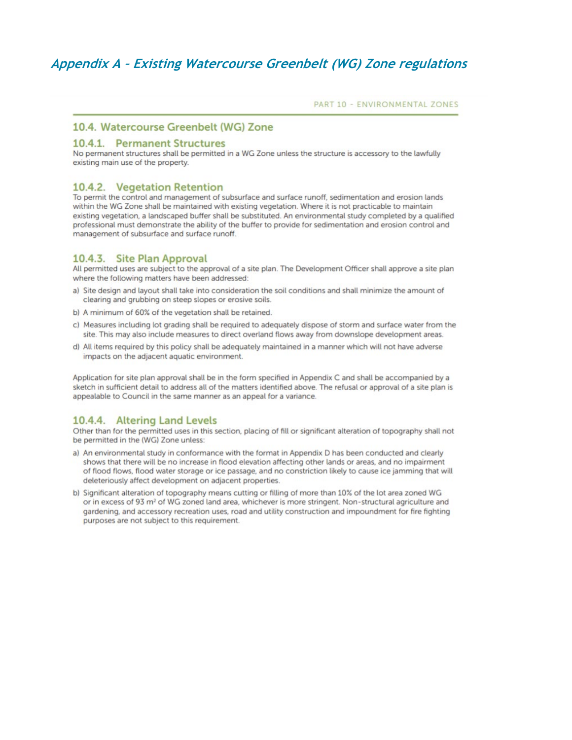# Appendix A - Existing Watercourse Greenbelt (WG) Zone regulations

PART 10 - ENVIRONMENTAL ZONES

## 10.4. Watercourse Greenbelt (WG) Zone

### 10.4.1. Permanent Structures

No permanent structures shall be permitted in a WG Zone unless the structure is accessory to the lawfully existing main use of the property.

### 10.4.2. Vegetation Retention

To permit the control and management of subsurface and surface runoff, sedimentation and erosion lands within the WG Zone shall be maintained with existing vegetation. Where it is not practicable to maintain existing vegetation, a landscaped buffer shall be substituted. An environmental study completed by a qualified professional must demonstrate the ability of the buffer to provide for sedimentation and erosion control and management of subsurface and surface runoff.

### 10.4.3. Site Plan Approval

All permitted uses are subject to the approval of a site plan. The Development Officer shall approve a site plan where the following matters have been addressed:

a) Site design and layout shall take into consideration the soil conditions and shall minimize the amount of clearing and grubbing on steep slopes or erosive soils.

b) A minimum of 60% of the vegetation shall be retained.

c) Measures including lot grading shall be required to adequately dispose of storm and surface water from the site. This may also include measures to direct overland flows away from downslope development areas.

d) All items required by this policy shall be adequately maintained in a manner which will not have adverse impacts on the adjacent aquatic environment.

Application for site plan approval shall be in the form specified in Appendix C and shall be accompanied by a sketch in sufficient detail to address all of the matters identified above. The refusal or approval of a site plan is appealable to Council in the same manner as an appeal for a variance.

### 10.4.4. Altering Land Levels

Other than for the permitted uses in this section, placing of fill or significant alteration of topography shall not be permitted in the (WG) Zone unless:

a) An environmental study in conformance with the format in Appendix D has been conducted and clearly shows that there will be no increase in flood elevation affecting other lands or areas, and no impairment of flood flows, flood water storage or ice passage, and no constriction likely to cause ice jamming that will deleteriously affect development on adjacent properties.

b) Significant alteration of topography means cutting or filling of more than 10% of the lot area zoned WG or in excess of 93 $m^2$ of WG zoned land area, whichever is more stringent. Non-structural agriculture and gardening, and accessory recreation uses, road and utility construction and impoundment for fire fighting purposes are not subject to this requirement.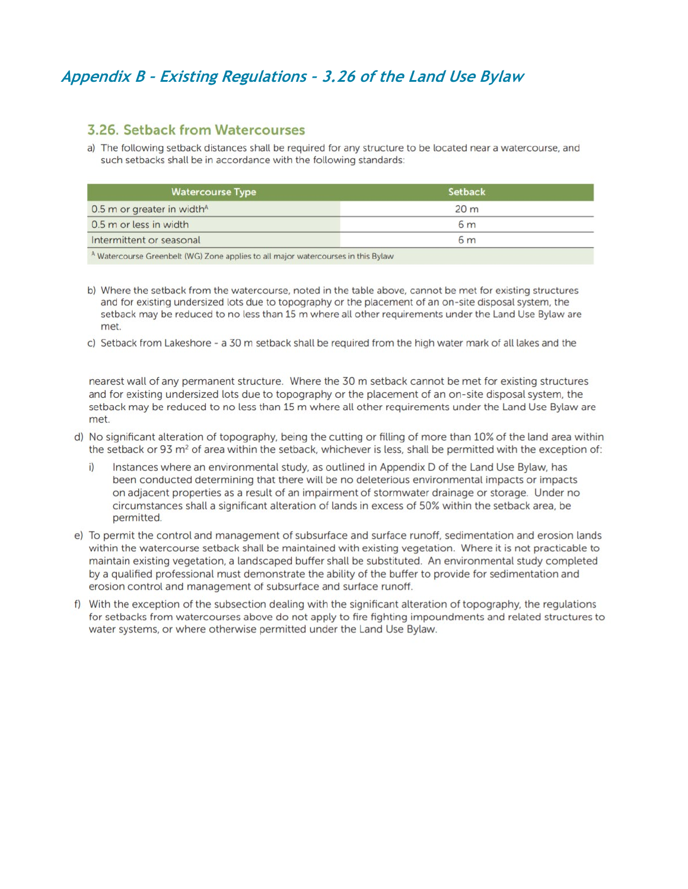# *Appendix B - Existing Regulations - 3.26 of the Land Use Bylaw*

## 3.26. Setback from Watercourses

a) The following setback distances shall be required for any structure to be located near a watercourse, and such setbacks shall be in accordance with the following standards:

| Watercourse Type | Setback |
|---|---|
| 0.5 m or greater in width[A] | 20 m |
| 0.5 m or less in width | 6 m |
| Intermittent or seasonal | 6 m |
| [A] Watercourse Greenbelt (WG) Zone applies to all major watercourses in this Bylaw | |

b) Where the setback from the watercourse, noted in the table above, cannot be met for existing structures and for existing undersized lots due to topography or the placement of an on-site disposal system, the setback may be reduced to no less than 15 m where all other requirements under the Land Use Bylaw are met.

c) Setback from Lakeshore - a 30 m setback shall be required from the high water mark of all lakes and the nearest wall of any permanent structure. Where the 30 m setback cannot be met for existing structures and for existing undersized lots due to topography or the placement of an on-site disposal system, the setback may be reduced to no less than 15 m where all other requirements under the Land Use Bylaw are met.

d) No significant alteration of topography, being the cutting or filling of more than 10% of the land area within the setback or 93 m² of area within the setback, whichever is less, shall be permitted with the exception of:

   i) Instances where an environmental study, as outlined in Appendix D of the Land Use Bylaw, has been conducted determining that there will be no deleterious environmental impacts or impacts on adjacent properties as a result of an impairment of stormwater drainage or storage. Under no circumstances shall a significant alteration of lands in excess of 50% within the setback area, be permitted.

e) To permit the control and management of subsurface and surface runoff, sedimentation and erosion lands within the watercourse setback shall be maintained with existing vegetation. Where it is not practicable to maintain existing vegetation, a landscaped buffer shall be substituted. An environmental study completed by a qualified professional must demonstrate the ability of the buffer to provide for sedimentation and erosion control and management of subsurface and surface runoff.

f) With the exception of the subsection dealing with the significant alteration of topography, the regulations for setbacks from watercourses above do not apply to fire fighting impoundments and related structures to water systems, or where otherwise permitted under the Land Use Bylaw.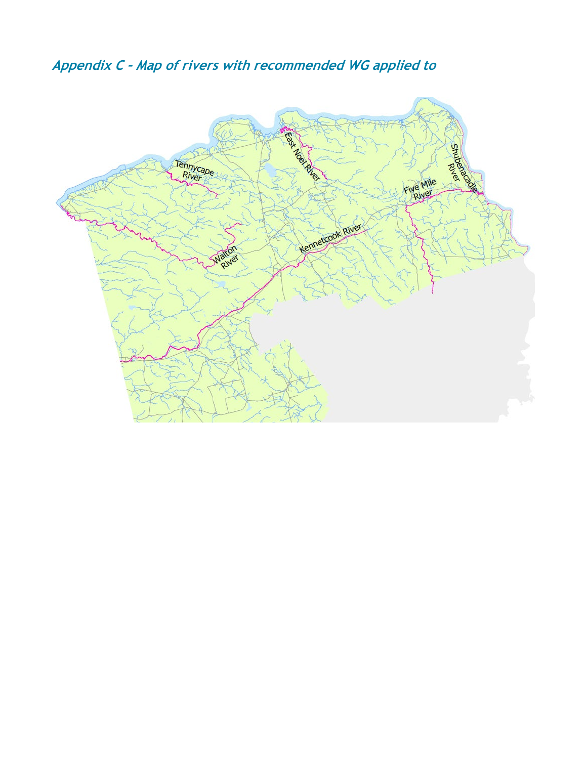## *Appendix C – Map of rivers with recommended WG applied to*

Tennycape River

East Noel River

Shubenacadie River

Five Mile River

Walton River

Kennetcook River